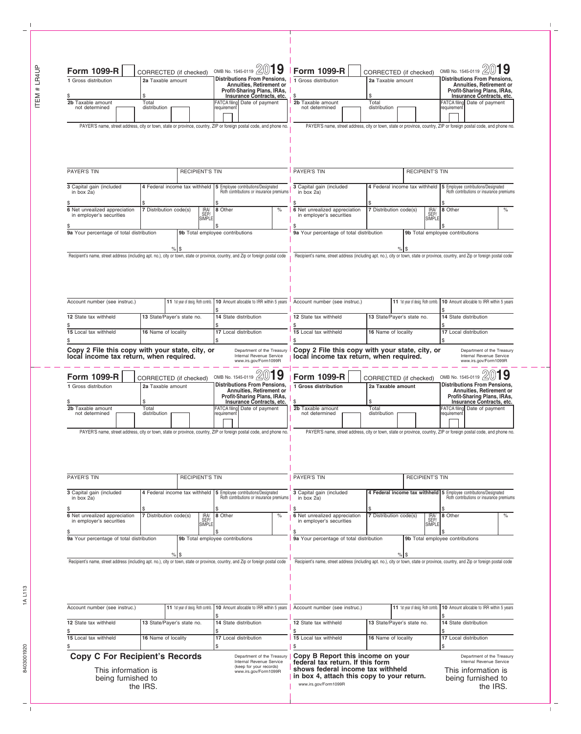# Form 1099-R

CORRECTED (if checked)

OMB No. 1545-0119 **2019**

**Distributions From Pensions, Annuities, Retirement or Profit-Sharing Plans, IRAs, Insurance Contracts, etc.**

| 1 Gross distribution | 2a Taxable amount | |
|---|---|---|
| $ | $ | |
| 2b Taxable amount not determined | Total distribution | FATCA filing requirement / Date of payment |

PAYER'S name, street address, city or town, state or province, country, ZIP or foreign postal code, and phone no.

| PAYER'S TIN | RECIPIENT'S TIN | |
|---|---|---|
| 3 Capital gain (included in box 2a) | 4 Federal income tax withheld | 5 Employee contributions/Designated Roth contributions or insurance premiums |
| $ | $ | $ |
| 6 Net unrealized appreciation in employer's securities | 7 Distribution code(s) / IRA/ SEP/ SIMPLE | 8 Other % |
| $ | | $ |
| 9a Your percentage of total distribution % | | 9b Total employee contributions $ |

Recipient's name, street address (including apt. no.), city or town, state or province, country, and Zip or foreign postal code

| Account number (see instruc.) | 11 1st year of desig. Roth contrib. | 10 Amount allocable to IRR within 5 years |
|---|---|---|
| | | $ |
| 12 State tax withheld | 13 State/Payer's state no. | 14 State distribution |
| $ | | $ |
| 15 Local tax withheld | 16 Name of locality | 17 Local distribution |
| $ | | $ |

**Copy 2 File this copy with your state, city, or local income tax return, when required.**

Department of the Treasury
Internal Revenue Service
www.irs.gov/Form1099R

---

# Form 1099-R

CORRECTED (if checked)

OMB No. 1545-0119 **2019**

**Distributions From Pensions, Annuities, Retirement or Profit-Sharing Plans, IRAs, Insurance Contracts, etc.**

| 1 Gross distribution | 2a Taxable amount | |
|---|---|---|
| $ | $ | |
| 2b Taxable amount not determined | Total distribution | FATCA filing requirement / Date of payment |

PAYER'S name, street address, city or town, state or province, country, ZIP or foreign postal code, and phone no.

| PAYER'S TIN | RECIPIENT'S TIN | |
|---|---|---|
| 3 Capital gain (included in box 2a) | 4 Federal income tax withheld | 5 Employee contributions/Designated Roth contributions or insurance premiums |
| $ | $ | $ |
| 6 Net unrealized appreciation in employer's securities | 7 Distribution code(s) / IRA/ SEP/ SIMPLE | 8 Other % |
| $ | | $ |
| 9a Your percentage of total distribution % | | 9b Total employee contributions $ |

Recipient's name, street address (including apt. no.), city or town, state or province, country, and Zip or foreign postal code

| Account number (see instruc.) | 11 1st year of desig. Roth contrib. | 10 Amount allocable to IRR within 5 years |
|---|---|---|
| | | $ |
| 12 State tax withheld | 13 State/Payer's state no. | 14 State distribution |
| $ | | $ |
| 15 Local tax withheld | 16 Name of locality | 17 Local distribution |
| $ | | $ |

**Copy 2 File this copy with your state, city, or local income tax return, when required.**

Department of the Treasury
Internal Revenue Service
www.irs.gov/Form1099R

---

# Form 1099-R

CORRECTED (if checked)

OMB No. 1545-0119 **2019**

**Distributions From Pensions, Annuities, Retirement or Profit-Sharing Plans, IRAs, Insurance Contracts, etc.**

| 1 Gross distribution | 2a Taxable amount | |
|---|---|---|
| $ | $ | |
| 2b Taxable amount not determined | Total distribution | FATCA filing requirement / Date of payment |

PAYER'S name, street address, city or town, state or province, country, ZIP or foreign postal code, and phone no.

| PAYER'S TIN | RECIPIENT'S TIN | |
|---|---|---|
| 3 Capital gain (included in box 2a) | 4 Federal income tax withheld | 5 Employee contributions/Designated Roth contributions or insurance premiums |
| $ | $ | $ |
| 6 Net unrealized appreciation in employer's securities | 7 Distribution code(s) / IRA/ SEP/ SIMPLE | 8 Other % |
| $ | | $ |
| 9a Your percentage of total distribution % | | 9b Total employee contributions $ |

Recipient's name, street address (including apt. no.), city or town, state or province, country, and Zip or foreign postal code

| Account number (see instruc.) | 11 1st year of desig. Roth contrib. | 10 Amount allocable to IRR within 5 years |
|---|---|---|
| | | $ |
| 12 State tax withheld | 13 State/Payer's state no. | 14 State distribution |
| $ | | $ |
| 15 Local tax withheld | 16 Name of locality | 17 Local distribution |
| $ | | $ |

**Copy C For Recipient's Records**

Department of the Treasury
Internal Revenue Service
(keep for your records)
www.irs.gov/Form1099R

This information is being furnished to the IRS.

---

# Form 1099-R

CORRECTED (if checked)

OMB No. 1545-0119 **2019**

**Distributions From Pensions, Annuities, Retirement or Profit-Sharing Plans, IRAs, Insurance Contracts, etc.**

| **1 Gross distribution** | **2a Taxable amount** | |
|---|---|---|
| $ | $ | |
| 2b Taxable amount not determined | Total distribution | FATCA filing requirement / Date of payment |

PAYER'S name, street address, city or town, state or province, country, ZIP or foreign postal code, and phone no.

| PAYER'S TIN | RECIPIENT'S TIN | |
|---|---|---|
| 3 Capital gain (included in box 2a) | **4 Federal income tax withheld** | 5 Employee contributions/Designated Roth contributions or insurance premiums |
| $ | $ | $ |
| 6 Net unrealized appreciation in employer's securities | 7 Distribution code(s) / IRA/ SEP/ SIMPLE | 8 Other % |
| $ | | $ |
| 9a Your percentage of total distribution % | | 9b Total employee contributions $ |

Recipient's name, street address (including apt. no.), city or town, state or province, country, and Zip or foreign postal code

| Account number (see instruc.) | 11 1st year of desig. Roth contrib. | 10 Amount allocable to IRR within 5 years |
|---|---|---|
| | | $ |
| 12 State tax withheld | 13 State/Payer's state no. | 14 State distribution |
| $ | | $ |
| 15 Local tax withheld | 16 Name of locality | 17 Local distribution |
| $ | | $ |

**Copy B Report this income on your federal tax return. If this form shows federal income tax withheld in box 4, attach this copy to your return.**

www.irs.gov/Form1099R

Department of the Treasury
Internal Revenue Service

This information is being furnished to the IRS.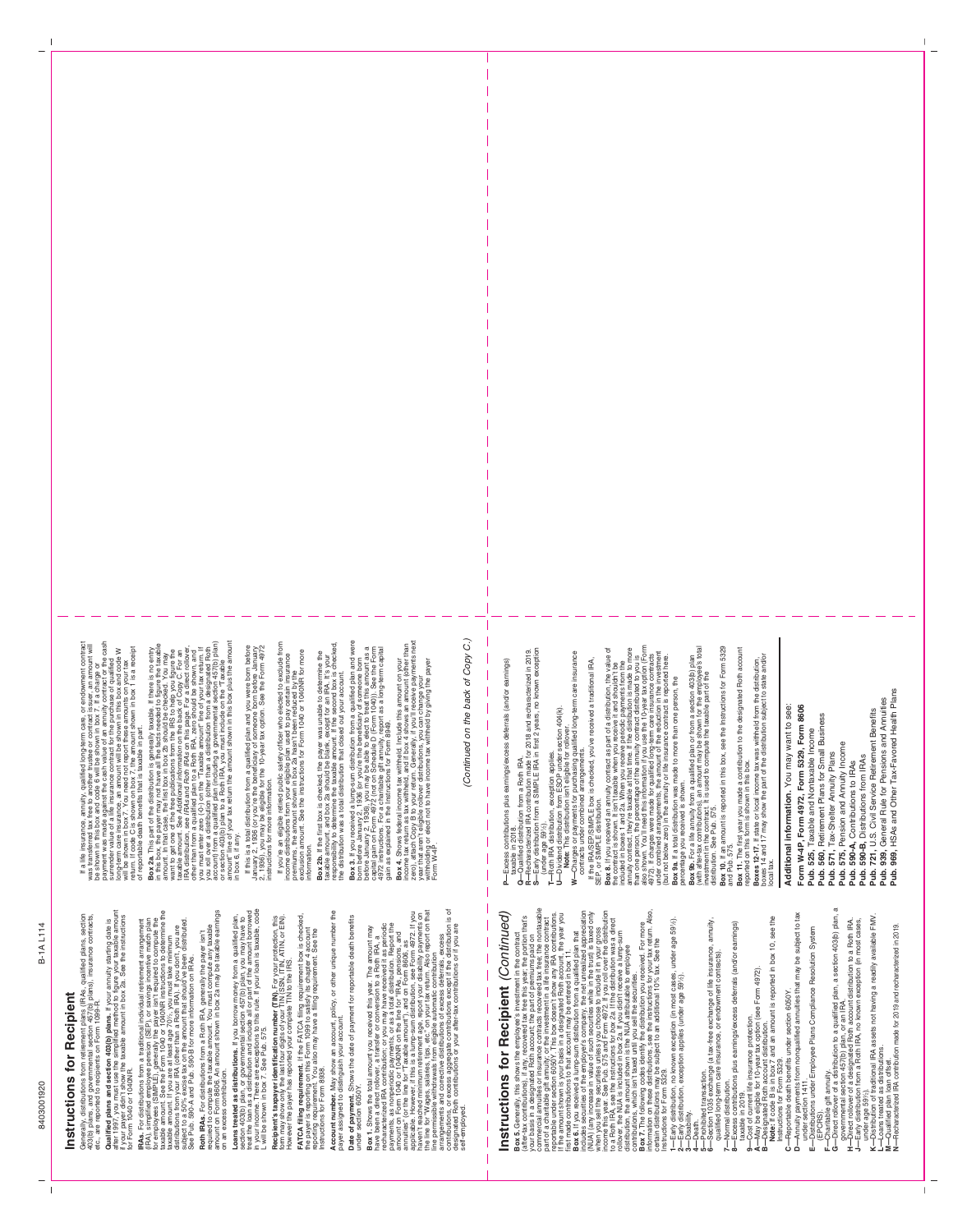# Instructions for Recipient

Generally, distributions from retirement plans (IRAs, qualified plans, section 403(b) plans, and governmental section 457(b) plans), insurance contracts, etc., are reported to recipients on Form 1099-R.

**Qualified plans and section 403(b) plans.** If your annuity starting date is after 1997, you must use the simplified method to figure your taxable amount if your payer didn't show the taxable amount in box 2a. See the instructions for Form 1040 or 1040NR.

**IRAs.** For distributions from a traditional individual retirement arrangement (IRA), simplified employee pension (SEP), or savings incentive match plan for employees (SIMPLE), generally the payer isn't required to compute the taxable amount. See the Form 1040 or 1040NR instructions to determine the taxable amount. If you are at least age 70½, you must take minimum distributions from your IRA (other than a Roth IRA). If you don't, you are subject to a 50% excise tax on the amount that should have been distributed. See Pub. 590-A and Pub. 590-B for more information on IRAs.

**Roth IRAs.** For distributions from a Roth IRA, generally the payer isn't required to compute the taxable amount. You must compute any taxable amount on Form 8606. An amount shown in box 2a may be taxable earnings on an excess contribution.

**Loans treated as distributions.** If you borrow money from a qualified plan, section 403(b) plan, or governmental section 457(b) plan, you may have to treat the loan as a distribution and include all or part of the amount borrowed in your income. There are exceptions to this rule. If your loan is taxable, code L will be shown in box 7. See Pub. 575.

**Recipient's taxpayer identification number (TIN).** For your protection, this form may show only the last four digits of your TIN (SSN, ITIN, ATIN, or EIN). However the payer has reported your complete TIN to the IRS.

**FATCA filing requirement.** If the FATCA filing requirement box is checked, the payer is reporting on this Form 1099 to satisfy its chapter 4 account reporting requirement. You also may have a filing requirement. See the Instructions for Form 8938.

**Account number.** May show an account, policy, or other unique number the payer assigned to distinguish your account.

**Date of payment.** Shows the date of payment for reportable death benefits under section 6050Y.

**Box 1.** Shows the total amount you received this year. The amount may have been a direct rollover, a transfer or conversion to a Roth IRA, a recharacterized IRA contribution; or you may have received it as periodic payments, as nonperiodic payments, or as a total distribution. Report the amount on Form 1040 or 1040NR on the line for "IRAs, pensions, and annuities" (or the line for "Taxable amount"), and on Form 8606, as applicable. However, if this is a lump-sum distribution, see Form 4972. If you haven't reached minimum retirement age, report your disability payments on the line for "Wages, salaries, tips, etc." on your tax return. Also report on that line permissible withdrawals from eligible automatic contribution arrangements and corrective distributions of excess deferrals, excess contributions, or excess aggregate contributions except if the distribution is of designated Roth contributions or your after-tax contributions or if you are self-employed.

If a life insurance, annuity, qualified long-term care, or endowment contract was transferred tax free to another trustee or contract issuer, an amount will be shown in this box and code 6 will be shown in box 7. If a charge or payment was made against the cash value of an annuity contract or the cash surrender value of a life insurance contract for the purchase of qualified long-term care insurance, an amount will be shown in this box and code W will be shown in box 7. You need not report these amounts on your tax return. If code C is shown on box 7, the amount shown in box 1 is a receipt of reportable death benefits that is taxable in part.

**Box 2a.** This part of the distribution is generally taxable. If there is no entry in this box, the payer may not have all the facts needed to figure the taxable amount. In that case, the first box in box 2b should be checked. You may want to get one of the free publications from the IRS to help you figure the taxable amount. See *Additional information* on the back of Copy C. For an IRA distribution, see *IRAs* and *Roth IRAs* on this page. For a direct rollover, other than from a qualified plan to a Roth IRA, zero should be shown, and you must enter zero (-0-) on the "Taxable amount" line of your tax return. If you roll over a distribution (other than a distribution from a designated Roth account) from a qualified plan or section 403(b) or governmental section 457(b) plan to a Roth IRA, you must include on the "Taxable amount" line of your tax return the amount shown in this box plus the amount in box 6, if any.

If this is a total distribution from a qualified plan and you were born before January 2, 1936 (or you're the beneficiary of someone born before January 2, 1936), you may be eligible for the 10-year tax option. See the Form 4972 instructions for more information.

If you're an eligible retired public safety officer who elected to exclude from income distributions from your eligible plan used to pay certain insurance premiums, the amount shown in box 2a hasn't been reduced by the exclusion amount. See the instructions for Form 1040 or 1040NR for more information.

**Box 2b.** If the first box is checked, the payer was unable to determine the taxable amount, and box 2a should be blank, except for an IRA. It's your responsibility to determine the taxable amount. If the second box is checked, the distribution was a total distribution that closed out your account.

**Box 3.** If you received a lump-sum distribution from a qualified plan and were born before January 2, 1936 (or you're the beneficiary of someone born before January 2, 1936), you may be able to elect to treat this amount as a capital gain on Form 4972 (not on Schedule D (Form 1040)). See the Form 4972 instructions. For a charitable gift annuity, report as a long-term capital gain as explained in the Instructions for Form 8949.

**Box 4.** Shows federal income tax withheld. Include this amount on your income tax return as tax withheld, and if box 4 shows an amount (other than zero), attach Copy B to your return. Generally, if you will receive payments next year that aren't eligible rollover distributions, you can change your withholding or elect not to have income tax withheld by giving the payer Form W-4P.

*(Continued on the back of Copy C.)*

# Instructions for Recipient (*Continued*)

**Box 5.** Generally, this shows the employee's investment in the contract (after-tax contributions), if any, recovered tax free this year; the portion that's your basis in a designated Roth account; the part of premiums paid on commercial annuities or insurance contracts recovered tax free; the nontaxable part of a charitable gift annuity; or the investment in a life insurance contract reportable under section 6050Y. This box doesn't show any IRA contributions. If the amount shown is your basis in a designated Roth account, the year you first made contributions to that account may be entered in box 11.

**Box 6.** If you received a lump-sum distribution from a qualified plan that includes securities of the employer's company, the net unrealized appreciation (NUA) (any increase in value of such securities while in the trust) is taxed only when you sell the securities unless you choose to include it in your gross income this year. See Pub. 575 and Form 4972. If you roll over the distribution to a Roth IRA, see the instructions for box 2a. If the distribution was a direct rollover, the NUA is included in box 2a. If you didn't receive a lump-sum distribution, the amount shown is the NUA attributable to employee contributions, which isn't taxed until you sell the securities.

**Box 7.** The following codes identify the distribution you received. For more information on these distributions, see the instructions for your tax return. Also, certain distributions may be subject to an additional 10% tax. See the Instructions for Form 5329.

1—Early distribution, no known exception (in most cases, under age 59½).
2—Early distribution, exception applies (under age 59½).
3—Disability.
4—Death.
5—Prohibited transaction.
6—Section 1035 exchange (a tax-free exchange of life insurance, annuity, qualified long-term care insurance, or endowment contracts).
7—Normal distribution.
8—Excess contributions plus earnings/excess deferrals (and/or earnings) taxable in 2019.
9—Cost of current life insurance protection.
A—May be eligible for 10-year tax option (see Form 4972).
B—Designated Roth account distribution.
**Note:** If code B is in box 7 and an amount is reported in box 10, see the Instructions for Form 5329.
C—Reportable death benefits under section 6050Y.
D—Annuity payments from nonqualified annuities that may be subject to tax under section 1411.
E—Distributions under Employee Plans Compliance Resolution System (EPCRS).
F—Charitable gift annuity.
G—Direct rollover of a distribution to a qualified plan, a section 403(b) plan, a governmental section 457(b) plan, or an IRA.
H—Direct rollover of a designated Roth account distribution to a Roth IRA.
J—Early distribution from a Roth IRA, no known exception (in most cases, under age 59½).
K—Distribution of traditional IRA assets not having a readily available FMV.
L—Loans treated as distributions.
M—Qualified plan loan offset.
N—Recharacterized IRA contribution made for 2019 and recharacterized in 2019.
P—Excess contributions plus earnings/excess deferrals (and/or earnings) taxable in 2018.
Q—Qualified distribution from a Roth IRA.
R—Recharacterized IRA contribution made for 2018 and recharacterized in 2019.
S—Early distribution from a SIMPLE IRA in first 2 years, no known exception (under age 59½).
T—Roth IRA distribution, exception applies.
U—Dividend distribution from ESOP under section 404(k).
**Note:** This distribution isn't eligible for rollover.
W—Charges or payments for purchasing qualified long-term care insurance contracts under combined arrangements.

If the IRA/SEP/SIMPLE box is checked, you've received a traditional IRA, SEP, or SIMPLE distribution.

**Box 8.** If you received an annuity contract as part of a distribution, the value of the contract is shown. It isn't taxable when you receive it and shouldn't be included in boxes 1 and 2a. When you receive periodic payments from the annuity contract, they're taxable at that time. If the distribution is made to more than one person, the percentage of the annuity contract distributed to you is also shown. You will need this information if you use the 10-year tax option (Form 4972). If charges were made for qualified long-term care insurance contracts under combined arrangements, the amount of the reduction in the investment (but not below zero) in the annuity or life insurance contract is reported here.

**Box 9a.** If a total distribution was made to more than one person, the percentage you received is shown.

**Box 9b.** For a life annuity from a qualified plan or from a section 403(b) plan (with after-tax contributions), an amount may be shown for the employee's total investment in the contract. It is used to compute the taxable part of the distribution. See Pub. 575.

**Box 10.** If an amount is reported in this box, see the Instructions for Form 5329 and Pub. 575.

**Box 11.** The first year you made a contribution to the designated Roth account reported on this form is shown in this box.

**Boxes 12-17.** If state or local income tax was withheld from the distribution, boxes 14 and 17 may show the part of the distribution subject to state and/or local tax.

**Additional information.** You may want to see:
**Form W-4P, Form 4972, Form 5329, Form 8606**
**Pub. 525,** Taxable and Nontaxable Income
**Pub. 560,** Retirement Plans for Small Business
**Pub. 571,** Tax-Sheltered Annuity Plans
**Pub. 575,** Pension and Annuity Income
**Pub. 590-A,** Contributions to IRAs
**Pub. 590-B,** Distributions from IRAs
**Pub. 721,** U.S. Civil Service Retirement Benefits
**Pub. 939,** General Rule for Pensions and Annuities
**Pub. 969,** HSAs and Other Tax-Favored Health Plans